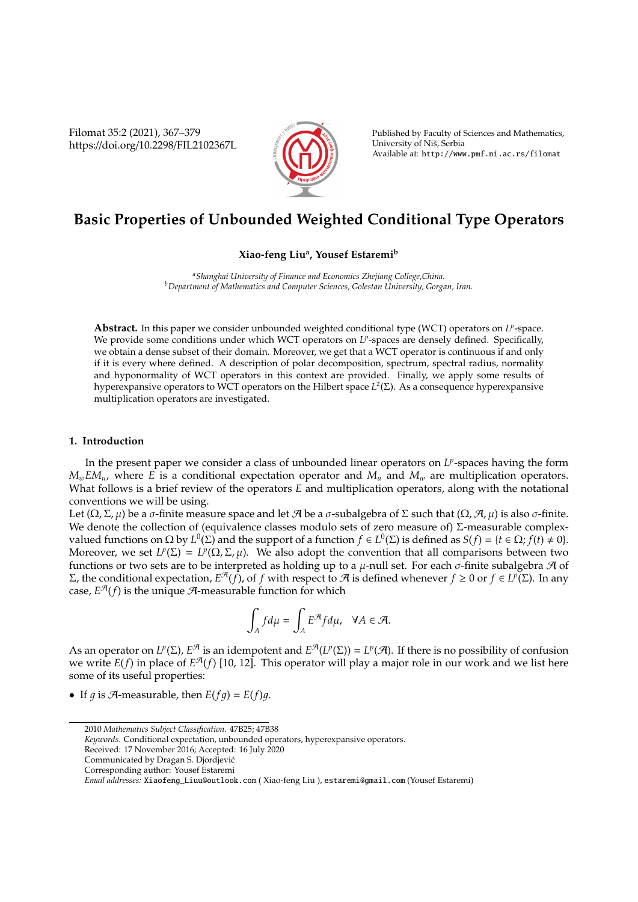# Basic Properties of Unbounded Weighted Conditional Type Operators

**Xiao-feng Liu[a], Yousef Estaremi[b]**

[a] *Shanghai University of Finance and Economics Zhejiang College, China.*
[b] *Department of Mathematics and Computer Sciences, Golestan University, Gorgan, Iran.*

**Abstract.** In this paper we consider unbounded weighted conditional type (WCT) operators on $L^p$-space. We provide some conditions under which WCT operators on $L^p$-spaces are densely defined. Specifically, we obtain a dense subset of their domain. Moreover, we get that a WCT operator is continuous if and only if it is every where defined. A description of polar decomposition, spectrum, spectral radius, normality and hyponormality of WCT operators in this context are provided. Finally, we apply some results of hyperexpansive operators to WCT operators on the Hilbert space $L^2(\Sigma)$. As a consequence hyperexpansive multiplication operators are investigated.

## 1. Introduction

In the present paper we consider a class of unbounded linear operators on $L^p$-spaces having the form $M_w E M_u$, where $E$ is a conditional expectation operator and $M_u$ and $M_w$ are multiplication operators. What follows is a brief review of the operators $E$ and multiplication operators, along with the notational conventions we will be using.

Let $(\Omega, \Sigma, \mu)$ be a $\sigma$-finite measure space and let $\mathcal{A}$ be a $\sigma$-subalgebra of $\Sigma$ such that $(\Omega, \mathcal{A}, \mu)$ is also $\sigma$-finite. We denote the collection of (equivalence classes modulo sets of zero measure of) $\Sigma$-measurable complex-valued functions on $\Omega$ by $L^0(\Sigma)$ and the support of a function $f \in L^0(\Sigma)$ is defined as $S(f) = \{t \in \Omega; f(t) \neq 0\}$. Moreover, we set $L^p(\Sigma) = L^p(\Omega, \Sigma, \mu)$. We also adopt the convention that all comparisons between two functions or two sets are to be interpreted as holding up to a $\mu$-null set. For each $\sigma$-finite subalgebra $\mathcal{A}$ of $\Sigma$, the conditional expectation, $E^{\mathcal{A}}(f)$, of $f$ with respect to $\mathcal{A}$ is defined whenever $f \geq 0$ or $f \in L^p(\Sigma)$. In any case, $E^{\mathcal{A}}(f)$ is the unique $\mathcal{A}$-measurable function for which

$$\int_A f d\mu = \int_A E^{\mathcal{A}} f d\mu, \quad \forall A \in \mathcal{A}.$$

As an operator on $L^p(\Sigma)$, $E^{\mathcal{A}}$ is an idempotent and $E^{\mathcal{A}}(L^p(\Sigma)) = L^p(\mathcal{A})$. If there is no possibility of confusion we write $E(f)$ in place of $E^{\mathcal{A}}(f)$ [10, 12]. This operator will play a major role in our work and we list here some of its useful properties:

- If $g$ is $\mathcal{A}$-measurable, then $E(fg) = E(f)g$.

2010 *Mathematics Subject Classification*. 47B25; 47B38

*Keywords*. Conditional expectation, unbounded operators, hyperexpansive operators.

Received: 17 November 2016; Accepted: 16 July 2020

Communicated by Dragan S. Djordjević

Corresponding author: Yousef Estaremi

*Email addresses:* Xiaofeng_Liuu@outlook.com ( Xiao-feng Liu ), estaremi@gmail.com (Yousef Estaremi)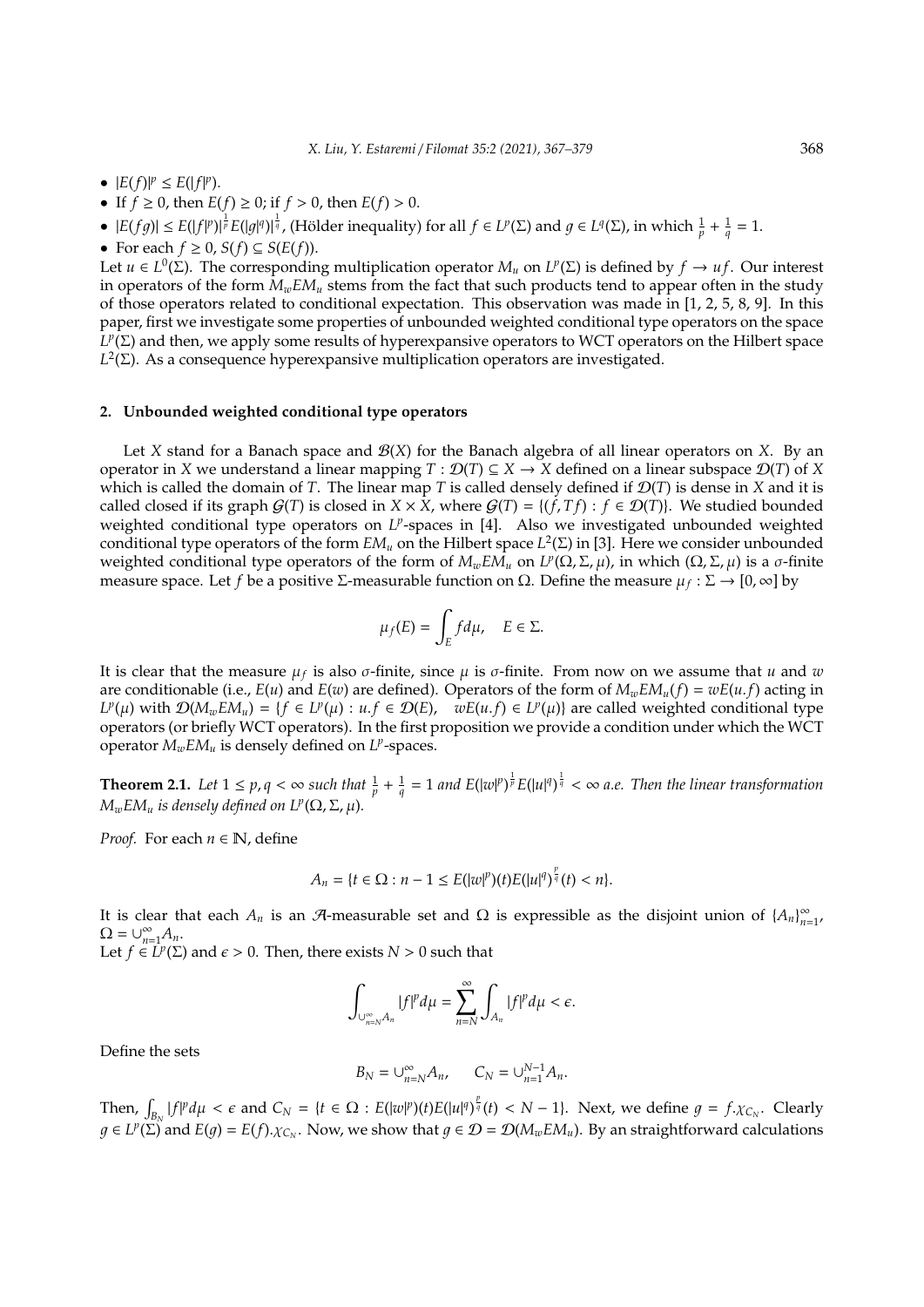- $|E(f)|^p \leq E(|f|^p)$.
- If $f \geq 0$, then $E(f) \geq 0$; if $f > 0$, then $E(f) > 0$.
- $|E(fg)| \leq E(|f|^p)|^{\frac{1}{p}} E(|g|^q)|^{\frac{1}{q}}$, (Hölder inequality) for all $f \in L^p(\Sigma)$ and $g \in L^q(\Sigma)$, in which $\frac{1}{p} + \frac{1}{q} = 1$.
- For each $f \geq 0$, $S(f) \subseteq S(E(f))$.

Let $u \in L^0(\Sigma)$. The corresponding multiplication operator $M_u$ on $L^p(\Sigma)$ is defined by $f \to uf$. Our interest in operators of the form $M_w E M_u$ stems from the fact that such products tend to appear often in the study of those operators related to conditional expectation. This observation was made in [1, 2, 5, 8, 9]. In this paper, first we investigate some properties of unbounded weighted conditional type operators on the space $L^p(\Sigma)$ and then, we apply some results of hyperexpansive operators to WCT operators on the Hilbert space $L^2(\Sigma)$. As a consequence hyperexpansive multiplication operators are investigated.

## 2. Unbounded weighted conditional type operators

Let $X$ stand for a Banach space and $\mathcal{B}(X)$ for the Banach algebra of all linear operators on $X$. By an operator in $X$ we understand a linear mapping $T : \mathcal{D}(T) \subseteq X \to X$ defined on a linear subspace $\mathcal{D}(T)$ of $X$ which is called the domain of $T$. The linear map $T$ is called densely defined if $\mathcal{D}(T)$ is dense in $X$ and it is called closed if its graph $\mathcal{G}(T)$ is closed in $X \times X$, where $\mathcal{G}(T) = \{(f, Tf) : f \in \mathcal{D}(T)\}$. We studied bounded weighted conditional type operators on $L^p$-spaces in [4]. Also we investigated unbounded weighted conditional type operators of the form $EM_u$ on the Hilbert space $L^2(\Sigma)$ in [3]. Here we consider unbounded weighted conditional type operators of the form of $M_w E M_u$ on $L^p(\Omega, \Sigma, \mu)$, in which $(\Omega, \Sigma, \mu)$ is a $\sigma$-finite measure space. Let $f$ be a positive $\Sigma$-measurable function on $\Omega$. Define the measure $\mu_f : \Sigma \to [0, \infty]$ by

$$\mu_f(E) = \int_E f d\mu, \quad E \in \Sigma.$$

It is clear that the measure $\mu_f$ is also $\sigma$-finite, since $\mu$ is $\sigma$-finite. From now on we assume that $u$ and $w$ are conditionable (i.e., $E(u)$ and $E(w)$ are defined). Operators of the form of $M_w E M_u(f) = wE(u.f)$ acting in $L^p(\mu)$ with $\mathcal{D}(M_w E M_u) = \{f \in L^p(\mu) : u.f \in \mathcal{D}(E), \quad wE(u.f) \in L^p(\mu)\}$ are called weighted conditional type operators (or briefly WCT operators). In the first proposition we provide a condition under which the WCT operator $M_w E M_u$ is densely defined on $L^p$-spaces.

**Theorem 2.1.** *Let $1 \leq p, q < \infty$ such that $\frac{1}{p} + \frac{1}{q} = 1$ and $E(|w|^p)^{\frac{1}{p}} E(|u|^q)^{\frac{1}{q}} < \infty$ a.e. Then the linear transformation $M_w E M_u$ is densely defined on $L^p(\Omega, \Sigma, \mu)$.*

*Proof.* For each $n \in \mathbb{N}$, define

$$A_n = \{t \in \Omega : n - 1 \leq E(|w|^p)(t) E(|u|^q)^{\frac{p}{q}}(t) < n\}.$$

It is clear that each $A_n$ is an $\mathcal{A}$-measurable set and $\Omega$ is expressible as the disjoint union of $\{A_n\}_{n=1}^{\infty}$, $\Omega = \cup_{n=1}^{\infty} A_n$.
Let $f \in L^p(\Sigma)$ and $\epsilon > 0$. Then, there exists $N > 0$ such that

$$\int_{\cup_{n=N}^{\infty} A_n} |f|^p d\mu = \sum_{n=N}^{\infty} \int_{A_n} |f|^p d\mu < \epsilon.$$

Define the sets

$$B_N = \cup_{n=N}^{\infty} A_n, \qquad C_N = \cup_{n=1}^{N-1} A_n.$$

Then, $\int_{B_N} |f|^p d\mu < \epsilon$ and $C_N = \{t \in \Omega : E(|w|^p)(t) E(|u|^q)^{\frac{p}{q}}(t) < N - 1\}$. Next, we define $g = f.\chi_{C_N}$. Clearly $g \in L^p(\Sigma)$ and $E(g) = E(f).\chi_{C_N}$. Now, we show that $g \in \mathcal{D} = \mathcal{D}(M_w E M_u)$. By an straightforward calculations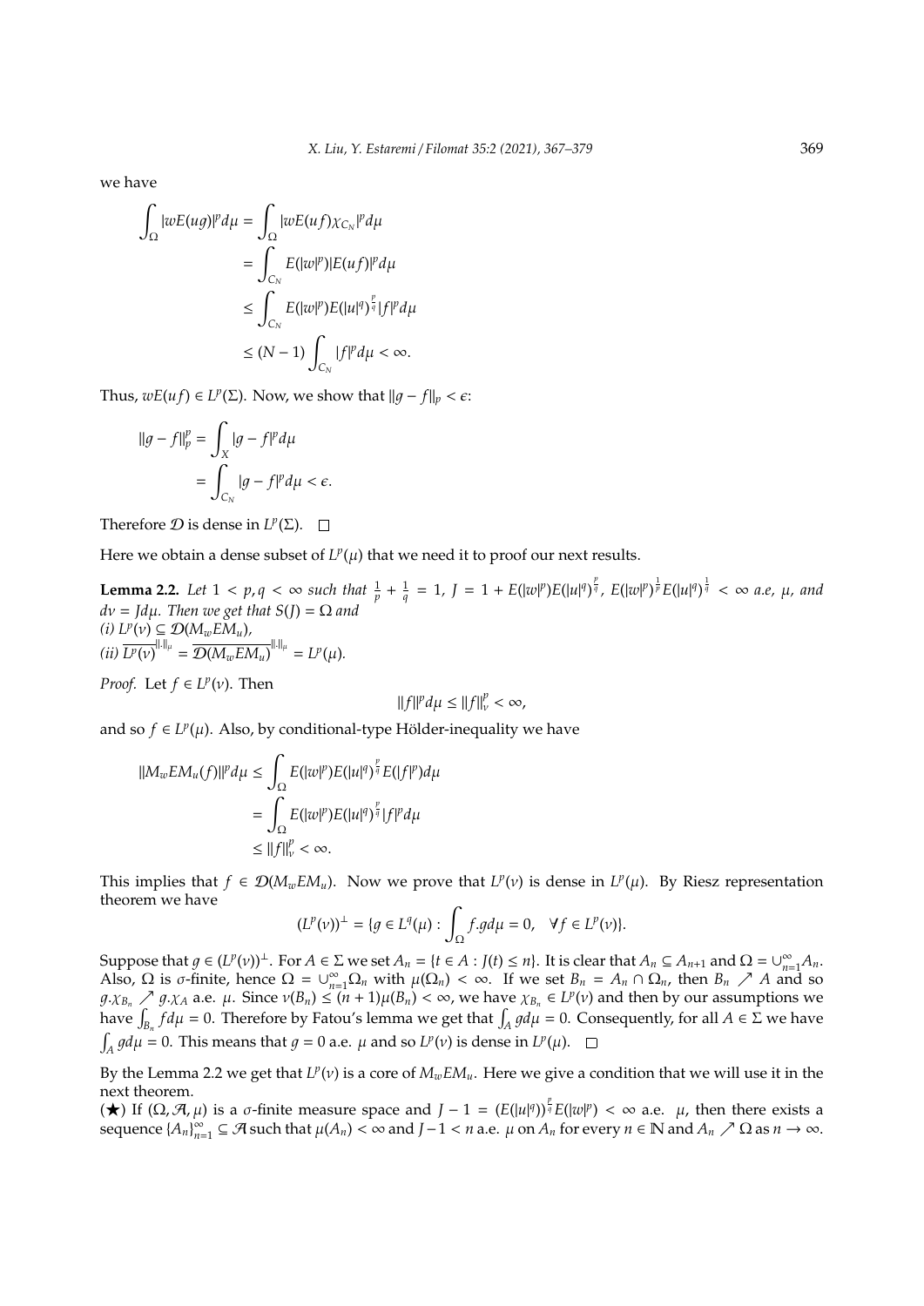we have

$$
\begin{aligned}
\int_{\Omega} |wE(ug)|^p d\mu &= \int_{\Omega} |wE(uf)\chi_{C_N}|^p d\mu \\
&= \int_{C_N} E(|w|^p)|E(uf)|^p d\mu \\
&\leq \int_{C_N} E(|w|^p)E(|u|^q)^{\frac{p}{q}}|f|^p d\mu \\
&\leq (N-1)\int_{C_N} |f|^p d\mu < \infty.
\end{aligned}
$$

Thus, $wE(uf) \in L^p(\Sigma)$. Now, we show that $\|g - f\|_p < \epsilon$:

$$
\begin{aligned}
\|g - f\|_p^p &= \int_X |g - f|^p d\mu \\
&= \int_{C_N} |g - f|^p d\mu < \epsilon.
\end{aligned}
$$

Therefore $\mathcal{D}$ is dense in $L^p(\Sigma)$. $\square$

Here we obtain a dense subset of $L^p(\mu)$ that we need it to proof our next results.

**Lemma 2.2.** *Let $1 < p, q < \infty$ such that $\frac{1}{p} + \frac{1}{q} = 1$, $J = 1 + E(|w|^p)E(|u|^q)^{\frac{p}{q}}$, $E(|w|^p)^{\frac{1}{p}}E(|u|^q)^{\frac{1}{q}} < \infty$ a.e, $\mu$, and $d\nu = Jd\mu$. Then we get that $S(J) = \Omega$ and*
*(i) $L^p(\nu) \subseteq \mathcal{D}(M_wEM_u)$,*
*(ii) $\overline{L^p(\nu)}^{\|.\|_\mu} = \overline{\mathcal{D}(M_wEM_u)}^{\|.\|_\mu} = L^p(\mu)$.*

*Proof.* Let $f \in L^p(\nu)$. Then

$$
\|f\|^p d\mu \leq \|f\|_\nu^p < \infty,
$$

and so $f \in L^p(\mu)$. Also, by conditional-type Hölder-inequality we have

$$
\begin{aligned}
\|M_wEM_u(f)\|^p d\mu &\leq \int_{\Omega} E(|w|^p)E(|u|^q)^{\frac{p}{q}}E(|f|^p)d\mu \\
&= \int_{\Omega} E(|w|^p)E(|u|^q)^{\frac{p}{q}}|f|^p d\mu \\
&\leq \|f\|_\nu^p < \infty.
\end{aligned}
$$

This implies that $f \in \mathcal{D}(M_wEM_u)$. Now we prove that $L^p(\nu)$ is dense in $L^p(\mu)$. By Riesz representation theorem we have

$$
(L^p(\nu))^\perp = \{g \in L^q(\mu) : \int_{\Omega} f.g d\mu = 0, \quad \forall f \in L^p(\nu)\}.
$$

Suppose that $g \in (L^p(\nu))^\perp$. For $A \in \Sigma$ we set $A_n = \{t \in A : J(t) \leq n\}$. It is clear that $A_n \subseteq A_{n+1}$ and $\Omega = \cup_{n=1}^\infty A_n$. Also, $\Omega$ is $\sigma$-finite, hence $\Omega = \cup_{n=1}^\infty \Omega_n$ with $\mu(\Omega_n) < \infty$. If we set $B_n = A_n \cap \Omega_n$, then $B_n \nearrow A$ and so $g.\chi_{B_n} \nearrow g.\chi_A$ a.e. $\mu$. Since $\nu(B_n) \leq (n+1)\mu(B_n) < \infty$, we have $\chi_{B_n} \in L^p(\nu)$ and then by our assumptions we have $\int_{B_n} f d\mu = 0$. Therefore by Fatou's lemma we get that $\int_A g d\mu = 0$. Consequently, for all $A \in \Sigma$ we have $\int_A g d\mu = 0$. This means that $g = 0$ a.e. $\mu$ and so $L^p(\nu)$ is dense in $L^p(\mu)$. $\square$

By the Lemma 2.2 we get that $L^p(\nu)$ is a core of $M_wEM_u$. Here we give a condition that we will use it in the next theorem.

(★) If $(\Omega, \mathcal{A}, \mu)$ is a $\sigma$-finite measure space and $J - 1 = (E(|u|^q))^{\frac{p}{q}}E(|w|^p) < \infty$ a.e. $\mu$, then there exists a sequence $\{A_n\}_{n=1}^\infty \subseteq \mathcal{A}$ such that $\mu(A_n) < \infty$ and $J - 1 < n$ a.e. $\mu$ on $A_n$ for every $n \in \mathbb{N}$ and $A_n \nearrow \Omega$ as $n \to \infty$.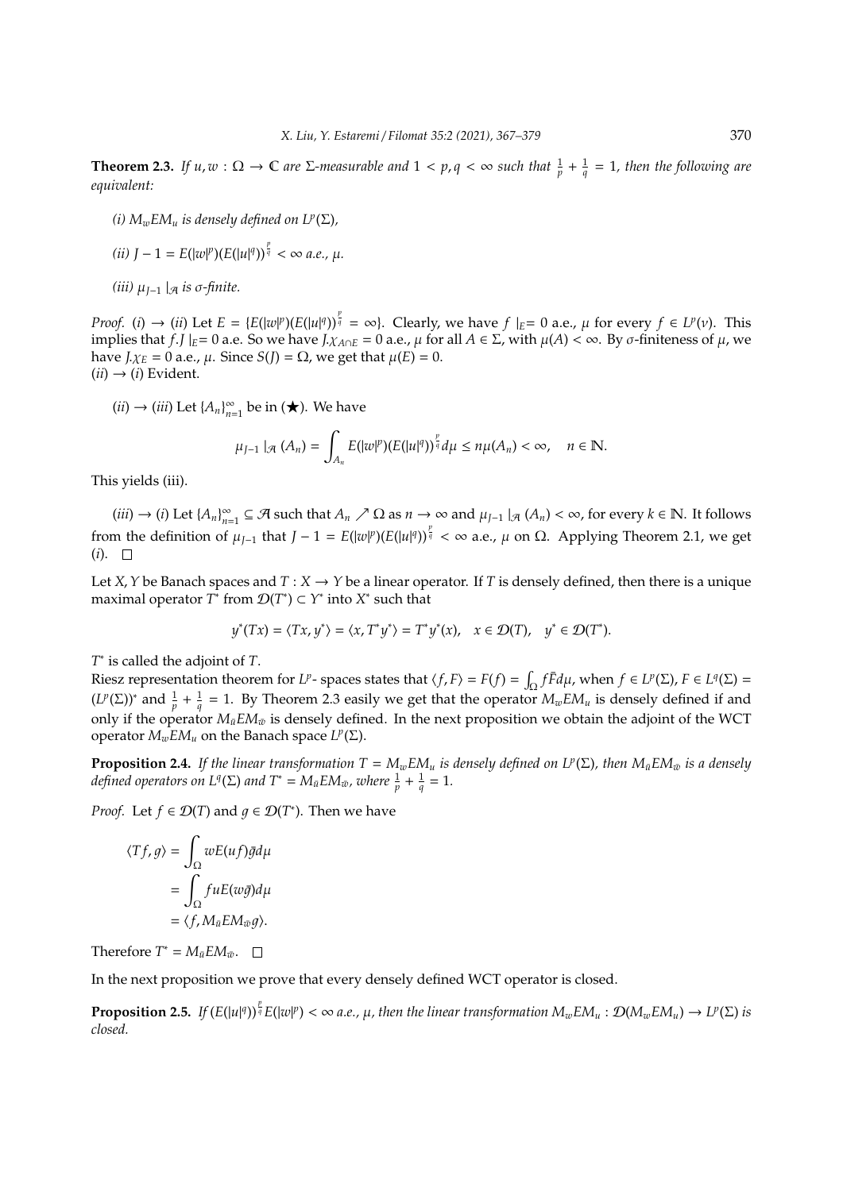**Theorem 2.3.** *If $u, w : \Omega \to \mathbb{C}$ are $\Sigma$-measurable and $1 < p, q < \infty$ such that $\frac{1}{p} + \frac{1}{q} = 1$, then the following are equivalent:*

*(i) $M_w EM_u$ is densely defined on $L^p(\Sigma)$,*

*(ii) $J - 1 = E(|w|^p)(E(|u|^q))^{\frac{p}{q}} < \infty$ a.e., $\mu$.*

*(iii) $\mu_{J-1} \mid_{\mathcal{A}}$ is $\sigma$-finite.*

*Proof.* $(i) \to (ii)$ Let $E = \{E(|w|^p)(E(|u|^q))^{\frac{p}{q}} = \infty\}$. Clearly, we have $f \mid_E = 0$ a.e., $\mu$ for every $f \in L^p(\nu)$. This implies that $f.J \mid_E = 0$ a.e. So we have $J.\chi_{A\cap E} = 0$ a.e., $\mu$ for all $A \in \Sigma$, with $\mu(A) < \infty$. By $\sigma$-finiteness of $\mu$, we have $J.\chi_E = 0$ a.e., $\mu$. Since $S(J) = \Omega$, we get that $\mu(E) = 0$.
$(ii) \to (i)$ Evident.

$(ii) \to (iii)$ Let $\{A_n\}_{n=1}^{\infty}$ be in (★). We have

$$\mu_{J-1} \mid_{\mathcal{A}} (A_n) = \int_{A_n} E(|w|^p)(E(|u|^q))^{\frac{p}{q}} d\mu \leq n\mu(A_n) < \infty, \quad n \in \mathbb{N}.$$

This yields (iii).

$(iii) \to (i)$ Let $\{A_n\}_{n=1}^{\infty} \subseteq \mathcal{A}$ such that $A_n \nearrow \Omega$ as $n \to \infty$ and $\mu_{J-1} \mid_{\mathcal{A}} (A_n) < \infty$, for every $k \in \mathbb{N}$. It follows from the definition of $\mu_{J-1}$ that $J - 1 = E(|w|^p)(E(|u|^q))^{\frac{p}{q}} < \infty$ a.e., $\mu$ on $\Omega$. Applying Theorem 2.1, we get $(i)$. $\square$

Let $X, Y$ be Banach spaces and $T : X \to Y$ be a linear operator. If $T$ is densely defined, then there is a unique maximal operator $T^*$ from $\mathcal{D}(T^*) \subset Y^*$ into $X^*$ such that

$$y^*(Tx) = \langle Tx, y^* \rangle = \langle x, T^* y^* \rangle = T^* y^*(x), \quad x \in \mathcal{D}(T), \quad y^* \in \mathcal{D}(T^*).$$

$T^*$ is called the adjoint of $T$.
Riesz representation theorem for $L^p$- spaces states that $\langle f, F \rangle = F(f) = \int_{\Omega} f\bar{F} d\mu$, when $f \in L^p(\Sigma)$, $F \in L^q(\Sigma) = (L^p(\Sigma))^*$ and $\frac{1}{p} + \frac{1}{q} = 1$. By Theorem 2.3 easily we get that the operator $M_w EM_u$ is densely defined if and only if the operator $M_{\bar{u}} EM_{\bar{w}}$ is densely defined. In the next proposition we obtain the adjoint of the WCT operator $M_w EM_u$ on the Banach space $L^p(\Sigma)$.

**Proposition 2.4.** *If the linear transformation $T = M_w EM_u$ is densely defined on $L^p(\Sigma)$, then $M_{\bar{u}} EM_{\bar{w}}$ is a densely defined operators on $L^q(\Sigma)$ and $T^* = M_{\bar{u}} EM_{\bar{w}}$, where $\frac{1}{p} + \frac{1}{q} = 1$.*

*Proof.* Let $f \in \mathcal{D}(T)$ and $g \in \mathcal{D}(T^*)$. Then we have

$$\begin{aligned}
\langle Tf, g \rangle &= \int_{\Omega} wE(uf)\bar{g} d\mu \\
&= \int_{\Omega} fuE(w\bar{g}) d\mu \\
&= \langle f, M_{\bar{u}} EM_{\bar{w}} g \rangle.
\end{aligned}$$

Therefore $T^* = M_{\bar{u}} EM_{\bar{w}}$. $\square$

In the next proposition we prove that every densely defined WCT operator is closed.

**Proposition 2.5.** *If $(E(|u|^q))^{\frac{p}{q}} E(|w|^p) < \infty$ a.e., $\mu$, then the linear transformation $M_w EM_u : \mathcal{D}(M_w EM_u) \to L^p(\Sigma)$ is closed.*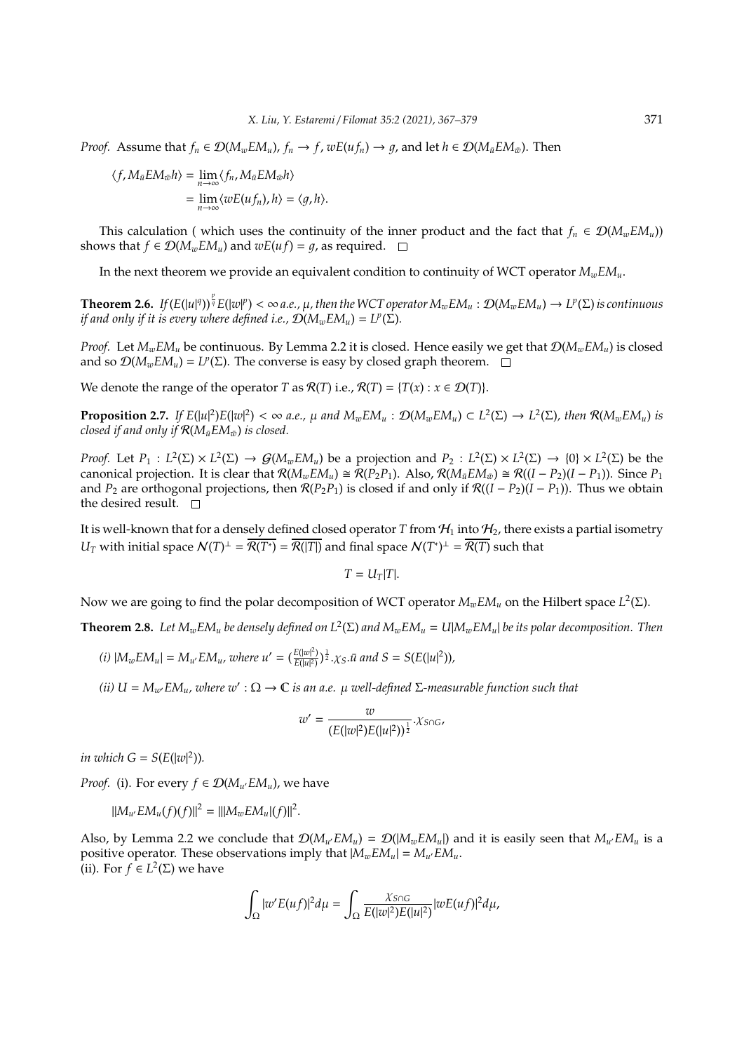*Proof.* Assume that $f_n \in \mathcal{D}(M_wEM_u)$, $f_n \to f$, $wE(uf_n) \to g$, and let $h \in \mathcal{D}(M_{\bar{u}}EM_{\bar{w}})$. Then

$$
\begin{aligned}
\langle f, M_{\bar{u}}EM_{\bar{w}}h\rangle &= \lim_{n\to\infty}\langle f_n, M_{\bar{u}}EM_{\bar{w}}h\rangle \\
&= \lim_{n\to\infty}\langle wE(uf_n), h\rangle = \langle g, h\rangle.
\end{aligned}
$$

This calculation ( which uses the continuity of the inner product and the fact that $f_n \in \mathcal{D}(M_wEM_u)$) shows that $f \in \mathcal{D}(M_wEM_u)$ and $wE(uf) = g$, as required. $\square$

In the next theorem we provide an equivalent condition to continuity of WCT operator $M_wEM_u$.

**Theorem 2.6.** *If $(E(|u|^q))^{\frac{p}{q}}E(|w|^p) < \infty$ a.e., $\mu$, then the WCT operator $M_wEM_u : \mathcal{D}(M_wEM_u) \to L^p(\Sigma)$ is continuous if and only if it is every where defined i.e., $\mathcal{D}(M_wEM_u) = L^p(\Sigma)$.*

*Proof.* Let $M_wEM_u$ be continuous. By Lemma 2.2 it is closed. Hence easily we get that $\mathcal{D}(M_wEM_u)$ is closed and so $\mathcal{D}(M_wEM_u) = L^p(\Sigma)$. The converse is easy by closed graph theorem. $\square$

We denote the range of the operator $T$ as $\mathcal{R}(T)$ i.e., $\mathcal{R}(T) = \{T(x) : x \in \mathcal{D}(T)\}$.

**Proposition 2.7.** *If $E(|u|^2)E(|w|^2) < \infty$ a.e., $\mu$ and $M_wEM_u : \mathcal{D}(M_wEM_u) \subset L^2(\Sigma) \to L^2(\Sigma)$, then $\mathcal{R}(M_wEM_u)$ is closed if and only if $\mathcal{R}(M_{\bar{u}}EM_{\bar{w}})$ is closed.*

*Proof.* Let $P_1 : L^2(\Sigma) \times L^2(\Sigma) \to \mathcal{G}(M_wEM_u)$ be a projection and $P_2 : L^2(\Sigma) \times L^2(\Sigma) \to \{0\} \times L^2(\Sigma)$ be the canonical projection. It is clear that $\mathcal{R}(M_wEM_u) \cong \mathcal{R}(P_2P_1)$. Also, $\mathcal{R}(M_{\bar{u}}EM_{\bar{w}}) \cong \mathcal{R}((I-P_2)(I-P_1))$. Since $P_1$ and $P_2$ are orthogonal projections, then $\mathcal{R}(P_2P_1)$ is closed if and only if $\mathcal{R}((I-P_2)(I-P_1))$. Thus we obtain the desired result. $\square$

It is well-known that for a densely defined closed operator $T$ from $\mathcal{H}_1$ into $\mathcal{H}_2$, there exists a partial isometry $U_T$ with initial space $\mathcal{N}(T)^\perp = \overline{\mathcal{R}(T^*)} = \overline{\mathcal{R}(|T|)}$ and final space $\mathcal{N}(T^*)^\perp = \overline{\mathcal{R}(T)}$ such that

$$T = U_T|T|.$$

Now we are going to find the polar decomposition of WCT operator $M_wEM_u$ on the Hilbert space $L^2(\Sigma)$.

**Theorem 2.8.** *Let $M_wEM_u$ be densely defined on $L^2(\Sigma)$ and $M_wEM_u = U|M_wEM_u|$ be its polar decomposition. Then*

*(i) $|M_wEM_u| = M_{u'}EM_u$, where $u' = \left(\frac{E(|w|^2)}{E(|u|^2)}\right)^{\frac{1}{2}}.\chi_S.\bar{u}$ and $S = S(E(|u|^2))$,*

*(ii) $U = M_{w'}EM_u$, where $w' : \Omega \to \mathbb{C}$ is an a.e. $\mu$ well-defined $\Sigma$-measurable function such that*

$$w' = \frac{w}{(E(|w|^2)E(|u|^2))^{\frac{1}{2}}}.\chi_{S\cap G},$$

*in which $G = S(E(|w|^2))$.*

*Proof.* (i). For every $f \in \mathcal{D}(M_{u'}EM_u)$, we have

$$\|M_{u'}EM_u(f)(f)\|^2 = \||M_wEM_u|(f)\|^2.$$

Also, by Lemma 2.2 we conclude that $\mathcal{D}(M_{u'}EM_u) = \mathcal{D}(|M_wEM_u|)$ and it is easily seen that $M_{u'}EM_u$ is a positive operator. These observations imply that $|M_wEM_u| = M_{u'}EM_u$.
(ii). For $f \in L^2(\Sigma)$ we have

$$\int_\Omega |w'E(uf)|^2 d\mu = \int_\Omega \frac{\chi_{S\cap G}}{E(|w|^2)E(|u|^2)}|wE(uf)|^2 d\mu,$$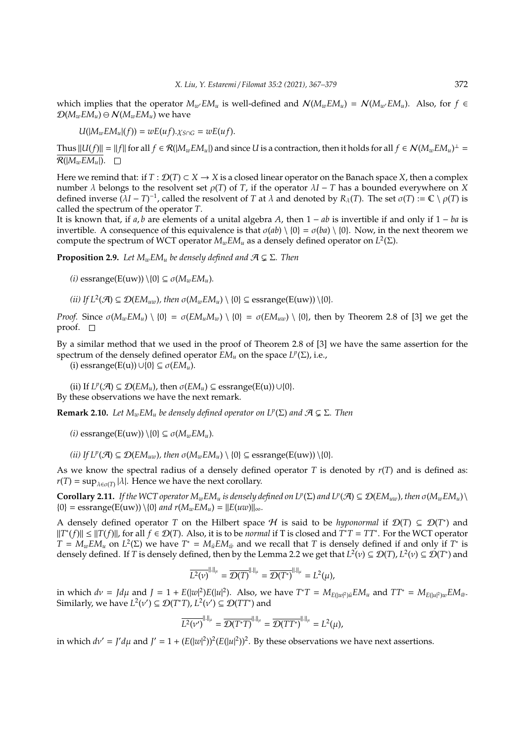which implies that the operator $M_{w'}EM_u$ is well-defined and $\mathcal{N}(M_wEM_u) = \mathcal{N}(M_{w'}EM_u)$. Also, for $f \in \mathcal{D}(M_wEM_u) \ominus \mathcal{N}(M_wEM_u)$ we have

$$U(|M_wEM_u|(f)) = wE(uf).\chi_{S\cap G} = wE(uf).$$

Thus $\|U(f)\| = \|f\|$ for all $f \in \mathcal{R}(|M_wEM_u|)$ and since $U$ is a contraction, then it holds for all $f \in \mathcal{N}(M_wEM_u)^\perp = \overline{\mathcal{R}(|M_wEM_u|)}$. $\square$

Here we remind that: if $T : \mathcal{D}(T) \subset X \to X$ is a closed linear operator on the Banach space $X$, then a complex number $\lambda$ belongs to the resolvent set $\rho(T)$ of $T$, if the operator $\lambda I - T$ has a bounded everywhere on $X$ defined inverse $(\lambda I - T)^{-1}$, called the resolvent of $T$ at $\lambda$ and denoted by $R_\lambda(T)$. The set $\sigma(T) := \mathbb{C} \setminus \rho(T)$ is called the spectrum of the operator $T$.

It is known that, if $a, b$ are elements of a unital algebra $A$, then $1 - ab$ is invertible if and only if $1 - ba$ is invertible. A consequence of this equivalence is that $\sigma(ab) \setminus \{0\} = \sigma(ba) \setminus \{0\}$. Now, in the next theorem we compute the spectrum of WCT operator $M_wEM_u$ as a densely defined operator on $L^2(\Sigma)$.

**Proposition 2.9.** *Let $M_wEM_u$ be densely defined and $\mathcal{A} \subsetneq \Sigma$. Then*

*(i)* $\text{essrange}(E(uw)) \setminus \{0\} \subseteq \sigma(M_wEM_u)$.

*(ii) If $L^2(\mathcal{A}) \subseteq \mathcal{D}(EM_{uw})$, then $\sigma(M_wEM_u) \setminus \{0\} \subseteq \text{essrange}(E(uw)) \setminus \{0\}$.*

*Proof.* Since $\sigma(M_wEM_u) \setminus \{0\} = \sigma(EM_uM_w) \setminus \{0\} = \sigma(EM_{uw}) \setminus \{0\}$, then by Theorem 2.8 of [3] we get the proof. $\square$

By a similar method that we used in the proof of Theorem 2.8 of [3] we have the same assertion for the spectrum of the densely defined operator $EM_u$ on the space $L^p(\Sigma)$, i.e.,

(i) $\text{essrange}(E(u)) \cup \{0\} \subseteq \sigma(EM_u)$.

(ii) If $L^p(\mathcal{A}) \subseteq \mathcal{D}(EM_u)$, then $\sigma(EM_u) \subseteq \text{essrange}(E(u)) \cup \{0\}$.

By these observations we have the next remark.

**Remark 2.10.** *Let $M_wEM_u$ be densely defined operator on $L^p(\Sigma)$ and $\mathcal{A} \subsetneq \Sigma$. Then*

*(i)* $\text{essrange}(E(uw)) \setminus \{0\} \subseteq \sigma(M_wEM_u)$.

*(ii) If $L^p(\mathcal{A}) \subseteq \mathcal{D}(EM_{uw})$, then $\sigma(M_wEM_u) \setminus \{0\} \subseteq \text{essrange}(E(uw)) \setminus \{0\}$.*

As we know the spectral radius of a densely defined operator $T$ is denoted by $r(T)$ and is defined as: $r(T) = \sup_{\lambda \in \sigma(T)} |\lambda|$. Hence we have the next corollary.

**Corollary 2.11.** *If the WCT operator $M_wEM_u$ is densely defined on $L^p(\Sigma)$ and $L^p(\mathcal{A}) \subseteq \mathcal{D}(EM_{uw})$, then $\sigma(M_wEM_u) \setminus \{0\} = \text{essrange}(E(uw)) \setminus \{0\}$ and $r(M_wEM_u) = \|E(uw)\|_\infty$.*

A densely defined operator $T$ on the Hilbert space $\mathcal{H}$ is said to be *hyponormal* if $\mathcal{D}(T) \subseteq \mathcal{D}(T^*)$ and $\|T^*(f)\| \leq \|T(f)\|$, for all $f \in \mathcal{D}(T)$. Also, it is to be *normal* if T is closed and $T^*T = TT^*$. For the WCT operator $T = M_wEM_u$ on $L^2(\Sigma)$ we have $T^* = M_{\bar{u}}EM_{\bar{w}}$ and we recall that $T$ is densely defined if and only if $T^*$ is densely defined. If $T$ is densely defined, then by the Lemma 2.2 we get that $L^2(\nu) \subseteq \mathcal{D}(T)$, $L^2(\nu) \subseteq \mathcal{D}(T^*)$ and

$$\overline{L^2(\nu)}^{\|.\|_\mu} = \overline{\mathcal{D}(T)}^{\|.\|_\mu} = \overline{\mathcal{D}(T^*)}^{\|.\|_\mu} = L^2(\mu),$$

in which $d\nu = Jd\mu$ and $J = 1 + E(|w|^2)E(|u|^2)$. Also, we have $T^*T = M_{E(|w|^2)\bar{u}}EM_u$ and $TT^* = M_{E(|u|^2)w}EM_{\bar{w}}$. Similarly, we have $L^2(\nu') \subseteq \mathcal{D}(T^*T)$, $L^2(\nu') \subseteq \mathcal{D}(TT^*)$ and

$$\overline{L^2(\nu')}^{\|.\|_\mu} = \overline{\mathcal{D}(T^*T)}^{\|.\|_\mu} = \overline{\mathcal{D}(TT^*)}^{\|.\|_\mu} = L^2(\mu),$$

in which $d\nu' = J'd\mu$ and $J' = 1 + (E(|w|^2))^2(E(|u|^2))^2$. By these observations we have next assertions.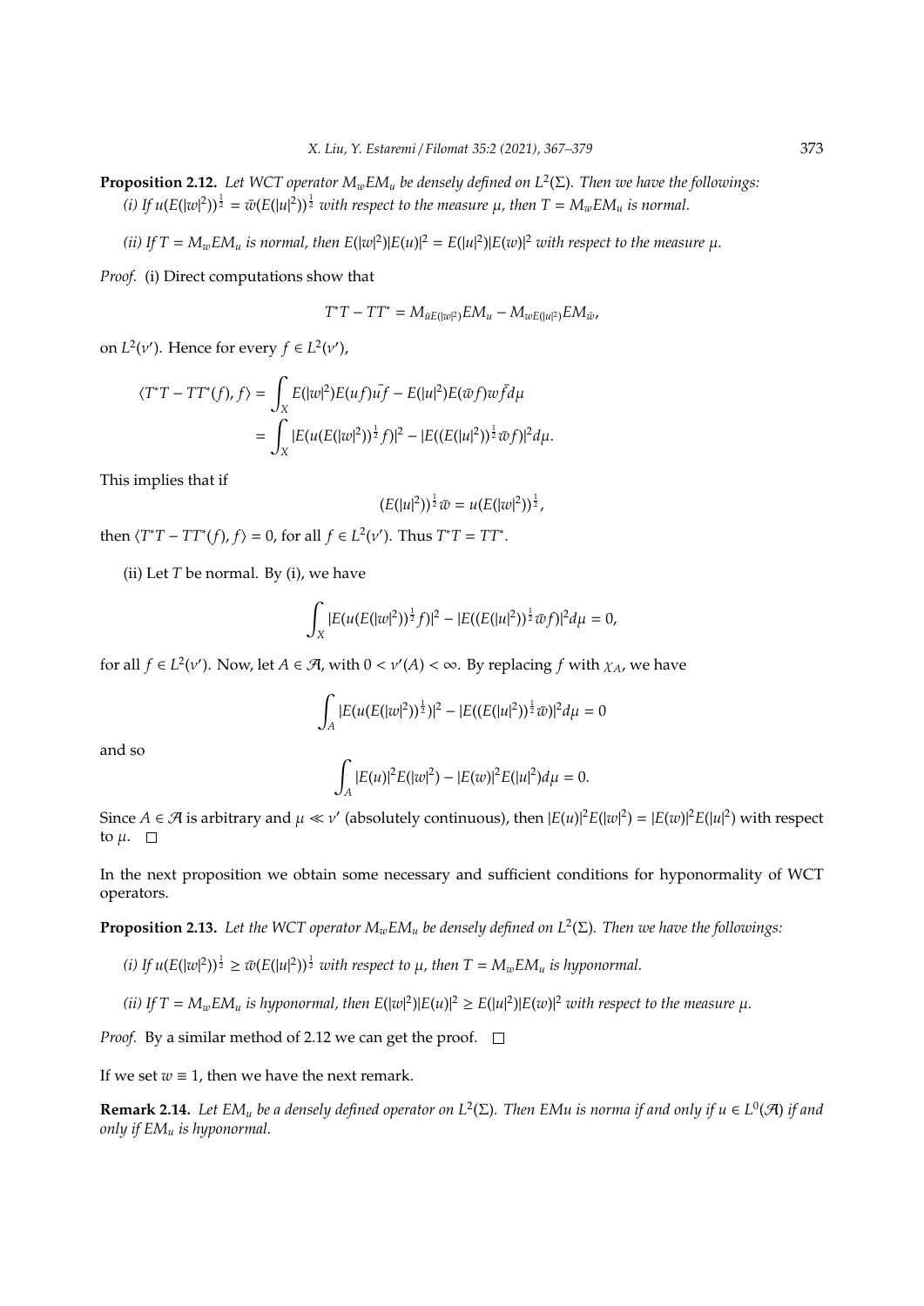**Proposition 2.12.** *Let WCT operator $M_wEM_u$ be densely defined on $L^2(\Sigma)$. Then we have the followings:*
*(i) If $u(E(|w|^2))^{\frac{1}{2}} = \bar{w}(E(|u|^2))^{\frac{1}{2}}$ with respect to the measure $\mu$, then $T = M_wEM_u$ is normal.*

*(ii) If $T = M_wEM_u$ is normal, then $E(|w|^2)|E(u)|^2 = E(|u|^2)|E(w)|^2$ with respect to the measure $\mu$.*

*Proof.* (i) Direct computations show that

$$T^*T - TT^* = M_{\bar{u}E(|w|^2)}EM_u - M_{wE(|u|^2)}EM_{\bar{w}},$$

on $L^2(\nu')$. Hence for every $f \in L^2(\nu')$,

$$\begin{aligned}
\langle T^*T - TT^*(f), f\rangle &= \int_X E(|w|^2)E(uf)\bar{u}\bar{f} - E(|u|^2)E(\bar{w}f)w\bar{f}d\mu \\
&= \int_X |E(u(E(|w|^2))^{\frac{1}{2}}f)|^2 - |E((E(|u|^2))^{\frac{1}{2}}\bar{w}f)|^2 d\mu.
\end{aligned}$$

This implies that if

$$(E(|u|^2))^{\frac{1}{2}}\bar{w} = u(E(|w|^2))^{\frac{1}{2}},$$

then $\langle T^*T - TT^*(f), f\rangle = 0$, for all $f \in L^2(\nu')$. Thus $T^*T = TT^*$.

(ii) Let $T$ be normal. By (i), we have

$$\int_X |E(u(E(|w|^2))^{\frac{1}{2}}f)|^2 - |E((E(|u|^2))^{\frac{1}{2}}\bar{w}f)|^2 d\mu = 0,$$

for all $f \in L^2(\nu')$. Now, let $A \in \mathcal{A}$, with $0 < \nu'(A) < \infty$. By replacing $f$ with $\chi_A$, we have

$$\int_A |E(u(E(|w|^2))^{\frac{1}{2}})|^2 - |E((E(|u|^2))^{\frac{1}{2}}\bar{w})|^2 d\mu = 0$$

and so

$$\int_A |E(u)|^2 E(|w|^2) - |E(w)|^2 E(|u|^2) d\mu = 0.$$

Since $A \in \mathcal{A}$ is arbitrary and $\mu \ll \nu'$ (absolutely continuous), then $|E(u)|^2E(|w|^2) = |E(w)|^2E(|u|^2)$ with respect to $\mu$. □

In the next proposition we obtain some necessary and sufficient conditions for hyponormality of WCT operators.

**Proposition 2.13.** *Let the WCT operator $M_wEM_u$ be densely defined on $L^2(\Sigma)$. Then we have the followings:*

*(i) If $u(E(|w|^2))^{\frac{1}{2}} \geq \bar{w}(E(|u|^2))^{\frac{1}{2}}$ with respect to $\mu$, then $T = M_wEM_u$ is hyponormal.*

*(ii) If $T = M_wEM_u$ is hyponormal, then $E(|w|^2)|E(u)|^2 \geq E(|u|^2)|E(w)|^2$ with respect to the measure $\mu$.*

*Proof.* By a similar method of 2.12 we can get the proof. □

If we set $w \equiv 1$, then we have the next remark.

**Remark 2.14.** *Let $EM_u$ be a densely defined operator on $L^2(\Sigma)$. Then $EMu$ is norma if and only if $u \in L^0(\mathcal{A})$ if and only if $EM_u$ is hyponormal.*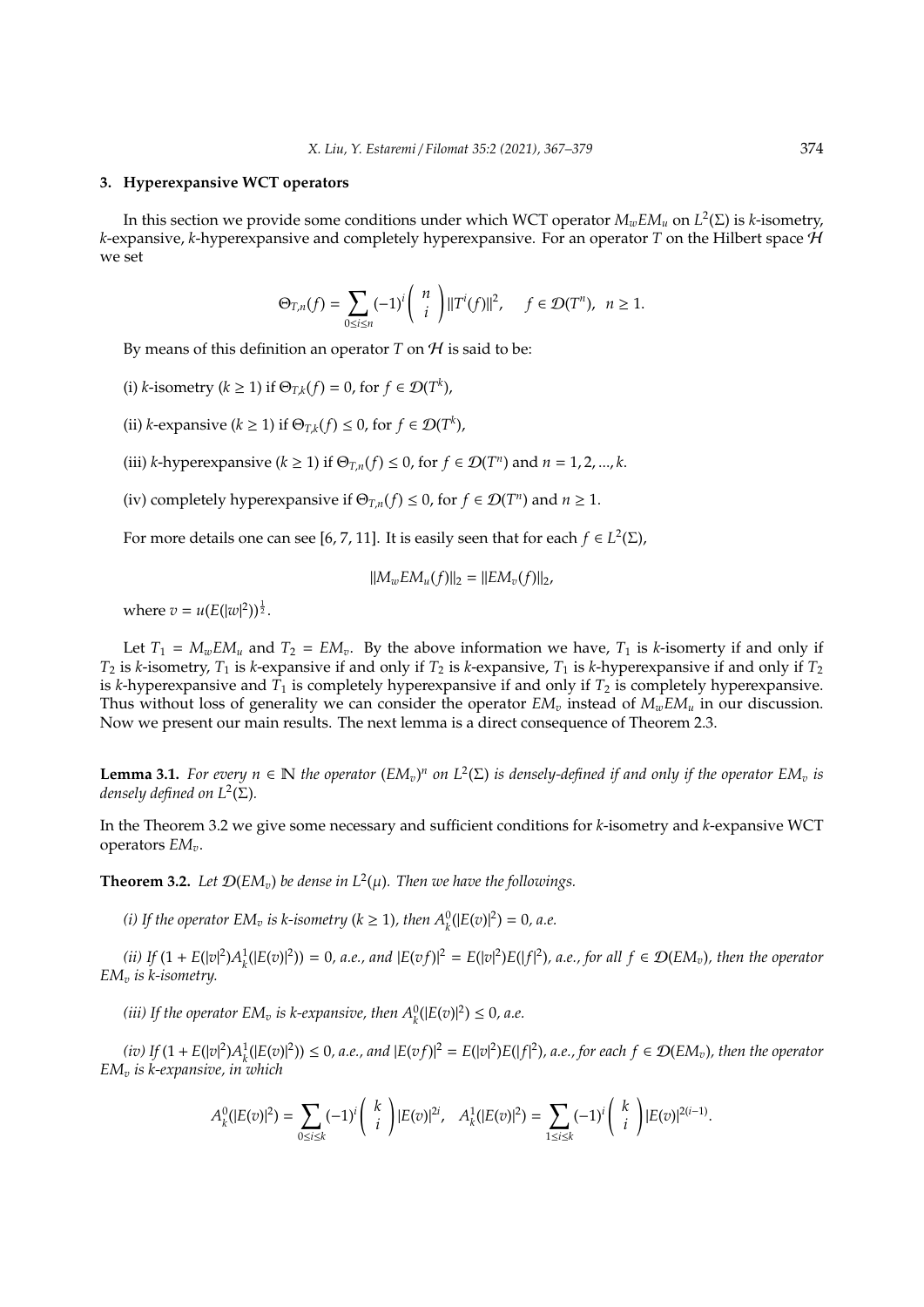## 3. Hyperexpansive WCT operators

In this section we provide some conditions under which WCT operator $M_wEM_u$ on $L^2(\Sigma)$ is $k$-isometry, $k$-expansive, $k$-hyperexpansive and completely hyperexpansive. For an operator $T$ on the Hilbert space $\mathcal{H}$ we set

$$\Theta_{T,n}(f) = \sum_{0\leq i\leq n}(-1)^i\left(\begin{array}{c} n \\ i \end{array}\right)\|T^i(f)\|^2, \quad f\in\mathcal{D}(T^n),\ \ n\geq 1.$$

By means of this definition an operator $T$ on $\mathcal{H}$ is said to be:

(i) $k$-isometry ($k\geq 1$) if $\Theta_{T,k}(f)=0$, for $f\in\mathcal{D}(T^k)$,

(ii) $k$-expansive ($k\geq 1$) if $\Theta_{T,k}(f)\leq 0$, for $f\in\mathcal{D}(T^k)$,

(iii) $k$-hyperexpansive ($k\geq 1$) if $\Theta_{T,n}(f)\leq 0$, for $f\in\mathcal{D}(T^n)$ and $n=1,2,...,k$.

(iv) completely hyperexpansive if $\Theta_{T,n}(f)\leq 0$, for $f\in\mathcal{D}(T^n)$ and $n\geq 1$.

For more details one can see [6, 7, 11]. It is easily seen that for each $f\in L^2(\Sigma)$,

$$\|M_wEM_u(f)\|_2 = \|EM_v(f)\|_2,$$

where $v=u(E(|w|^2))^{\frac{1}{2}}$.

Let $T_1 = M_wEM_u$ and $T_2 = EM_v$. By the above information we have, $T_1$ is $k$-isomerty if and only if $T_2$ is $k$-isometry, $T_1$ is $k$-expansive if and only if $T_2$ is $k$-expansive, $T_1$ is $k$-hyperexpansive if and only if $T_2$ is $k$-hyperexpansive and $T_1$ is completely hyperexpansive if and only if $T_2$ is completely hyperexpansive. Thus without loss of generality we can consider the operator $EM_v$ instead of $M_wEM_u$ in our discussion. Now we present our main results. The next lemma is a direct consequence of Theorem 2.3.

**Lemma 3.1.** *For every $n\in\mathbb{N}$ the operator $(EM_v)^n$ on $L^2(\Sigma)$ is densely-defined if and only if the operator $EM_v$ is densely defined on $L^2(\Sigma)$.*

In the Theorem 3.2 we give some necessary and sufficient conditions for $k$-isometry and $k$-expansive WCT operators $EM_v$.

**Theorem 3.2.** *Let $\mathcal{D}(EM_v)$ be dense in $L^2(\mu)$. Then we have the followings.*

*(i) If the operator $EM_v$ is $k$-isometry ($k\geq 1$), then $A^0_k(|E(v)|^2)=0$, a.e.*

*(ii) If $(1+E(|v|^2)A^1_k(|E(v)|^2))=0$, a.e., and $|E(vf)|^2 = E(|v|^2)E(|f|^2)$, a.e., for all $f\in\mathcal{D}(EM_v)$, then the operator $EM_v$ is $k$-isometry.*

*(iii) If the operator $EM_v$ is $k$-expansive, then $A^0_k(|E(v)|^2)\leq 0$, a.e.*

*(iv) If $(1+E(|v|^2)A^1_k(|E(v)|^2))\leq 0$, a.e., and $|E(vf)|^2 = E(|v|^2)E(|f|^2)$, a.e., for each $f\in\mathcal{D}(EM_v)$, then the operator $EM_v$ is $k$-expansive, in which*

$$A^0_k(|E(v)|^2) = \sum_{0\leq i\leq k}(-1)^i\left(\begin{array}{c} k \\ i \end{array}\right)|E(v)|^{2i}, \quad A^1_k(|E(v)|^2) = \sum_{1\leq i\leq k}(-1)^i\left(\begin{array}{c} k \\ i \end{array}\right)|E(v)|^{2(i-1)}.$$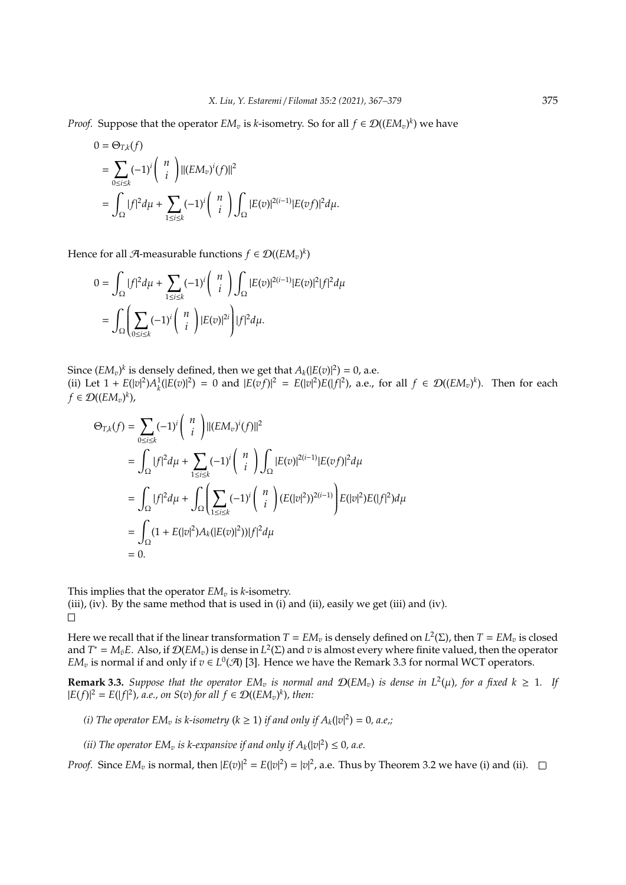*Proof.* Suppose that the operator $EM_v$ is $k$-isometry. So for all $f \in \mathcal{D}((EM_v)^k)$ we have

$$
\begin{aligned}
0 &= \Theta_{T,k}(f) \\
&= \sum_{0\leq i\leq k} (-1)^i \binom{n}{i} \|(EM_v)^i(f)\|^2 \\
&= \int_\Omega |f|^2 d\mu + \sum_{1\leq i\leq k} (-1)^i \binom{n}{i} \int_\Omega |E(v)|^{2(i-1)} |E(vf)|^2 d\mu.
\end{aligned}
$$

Hence for all $\mathcal{A}$-measurable functions $f \in \mathcal{D}((EM_v)^k)$

$$
\begin{aligned}
0 &= \int_\Omega |f|^2 d\mu + \sum_{1\leq i\leq k} (-1)^i \binom{n}{i} \int_\Omega |E(v)|^{2(i-1)} |E(v)|^2 |f|^2 d\mu \\
&= \int_\Omega \left( \sum_{0\leq i\leq k} (-1)^i \binom{n}{i} |E(v)|^{2i} \right) |f|^2 d\mu.
\end{aligned}
$$

Since $(EM_v)^k$ is densely defined, then we get that $A_k(|E(v)|^2) = 0$, a.e.

(ii) Let $1 + E(|v|^2)A_k^1(|E(v)|^2) = 0$ and $|E(vf)|^2 = E(|v|^2)E(|f|^2)$, a.e., for all $f \in \mathcal{D}((EM_v)^k)$. Then for each $f \in \mathcal{D}((EM_v)^k)$,

$$
\begin{aligned}
\Theta_{T,k}(f) &= \sum_{0\leq i\leq k} (-1)^i \binom{n}{i} \|(EM_v)^i(f)\|^2 \\
&= \int_\Omega |f|^2 d\mu + \sum_{1\leq i\leq k} (-1)^i \binom{n}{i} \int_\Omega |E(v)|^{2(i-1)} |E(vf)|^2 d\mu \\
&= \int_\Omega |f|^2 d\mu + \int_\Omega \left( \sum_{1\leq i\leq k} (-1)^i \binom{n}{i} (E(|v|^2))^{2(i-1)} \right) E(|v|^2)E(|f|^2) d\mu \\
&= \int_\Omega (1 + E(|v|^2)A_k(|E(v)|^2))|f|^2 d\mu \\
&= 0.
\end{aligned}
$$

This implies that the operator $EM_v$ is $k$-isometry.

(iii), (iv). By the same method that is used in (i) and (ii), easily we get (iii) and (iv). $\square$

Here we recall that if the linear transformation $T = EM_v$ is densely defined on $L^2(\Sigma)$, then $T = EM_v$ is closed and $T^* = M_{\bar{v}}E$. Also, if $\mathcal{D}(EM_v)$ is dense in $L^2(\Sigma)$ and $v$ is almost every where finite valued, then the operator $EM_v$ is normal if and only if $v \in L^0(\mathcal{A})$ [3]. Hence we have the Remark 3.3 for normal WCT operators.

**Remark 3.3.** *Suppose that the operator $EM_v$ is normal and $\mathcal{D}(EM_v)$ is dense in $L^2(\mu)$, for a fixed $k \geq 1$. If $|E(f)|^2 = E(|f|^2)$, a.e., on $S(v)$ for all $f \in \mathcal{D}((EM_v)^k)$, then:*

*(i) The operator $EM_v$ is $k$-isometry ($k \geq 1$) if and only if $A_k(|v|^2) = 0$, a.e,;*

*(ii) The operator $EM_v$ is $k$-expansive if and only if $A_k(|v|^2) \leq 0$, a.e.*

*Proof.* Since $EM_v$ is normal, then $|E(v)|^2 = E(|v|^2) = |v|^2$, a.e. Thus by Theorem 3.2 we have (i) and (ii). $\square$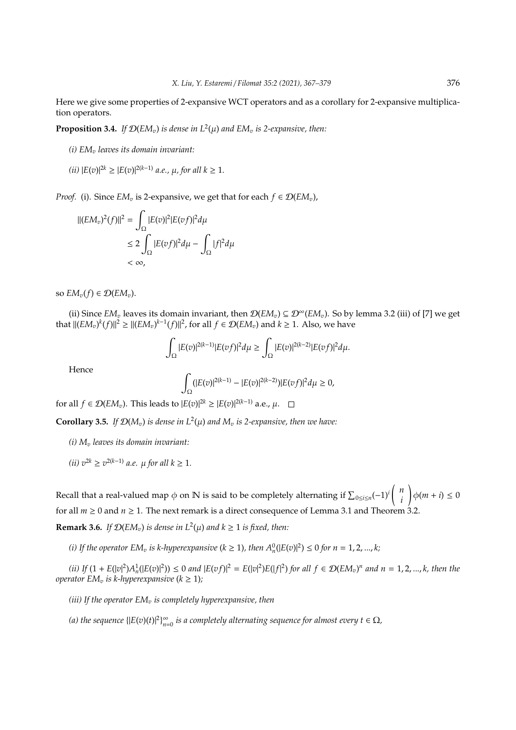Here we give some properties of 2-expansive WCT operators and as a corollary for 2-expansive multiplication operators.

**Proposition 3.4.** *If $\mathcal{D}(EM_v)$ is dense in $L^2(\mu)$ and $EM_v$ is 2-expansive, then:*

*(i) $EM_v$ leaves its domain invariant:*

*(ii) $|E(v)|^{2k} \geq |E(v)|^{2(k-1)}$ a.e., $\mu$, for all $k \geq 1$.*

*Proof.* (i). Since $EM_v$ is 2-expansive, we get that for each $f \in \mathcal{D}(EM_v)$,

$$\begin{aligned}
\|(EM_v)^2(f)\|^2 &= \int_\Omega |E(v)|^2 |E(vf)|^2 d\mu \\
&\leq 2\int_\Omega |E(vf)|^2 d\mu - \int_\Omega |f|^2 d\mu \\
&< \infty,
\end{aligned}$$

so $EM_v(f) \in \mathcal{D}(EM_v)$.

(ii) Since $EM_v$ leaves its domain invariant, then $\mathcal{D}(EM_v) \subseteq \mathcal{D}^\infty(EM_v)$. So by lemma 3.2 (iii) of [7] we get that $\|(EM_v)^k(f)\|^2 \geq \|(EM_v)^{k-1}(f)\|^2$, for all $f \in \mathcal{D}(EM_v)$ and $k \geq 1$. Also, we have

$$\int_\Omega |E(v)|^{2(k-1)} |E(vf)|^2 d\mu \geq \int_\Omega |E(v)|^{2(k-2)} |E(vf)|^2 d\mu.$$

Hence

$$\int_\Omega (|E(v)|^{2(k-1)} - |E(v)|^{2(k-2)}) |E(vf)|^2 d\mu \geq 0,$$

for all $f \in \mathcal{D}(EM_v)$. This leads to $|E(v)|^{2k} \geq |E(v)|^{2(k-1)}$ a.e., $\mu$. □

**Corollary 3.5.** *If $\mathcal{D}(M_v)$ is dense in $L^2(\mu)$ and $M_v$ is 2-expansive, then we have:*

*(i) $M_v$ leaves its domain invariant:*

*(ii) $v^{2k} \geq v^{2(k-1)}$ a.e. $\mu$ for all $k \geq 1$.*

Recall that a real-valued map $\phi$ on $\mathbb{N}$ is said to be completely alternating if $\sum_{0 \leq i \leq n} (-1)^i \binom{n}{i} \phi(m+i) \leq 0$ for all $m \geq 0$ and $n \geq 1$. The next remark is a direct consequence of Lemma 3.1 and Theorem 3.2.

**Remark 3.6.** *If $\mathcal{D}(EM_v)$ is dense in $L^2(\mu)$ and $k \geq 1$ is fixed, then:*

*(i) If the operator $EM_v$ is $k$-hyperexpansive ($k \geq 1$), then $A^0_n(|E(v)|^2) \leq 0$ for $n = 1, 2, ..., k$;*

*(ii) If $(1 + E(|v|^2) A^1_n(|E(v)|^2)) \leq 0$ and $|E(vf)|^2 = E(|v|^2)E(|f|^2)$ for all $f \in \mathcal{D}(EM_v)^n$ and $n = 1, 2, ..., k$, then the operator $EM_v$ is $k$-hyperexpansive ($k \geq 1$);*

*(iii) If the operator $EM_v$ is completely hyperexpansive, then*

*(a) the sequence $\{|E(v)(t)|^2\}_{n=0}^\infty$ is a completely alternating sequence for almost every $t \in \Omega$,*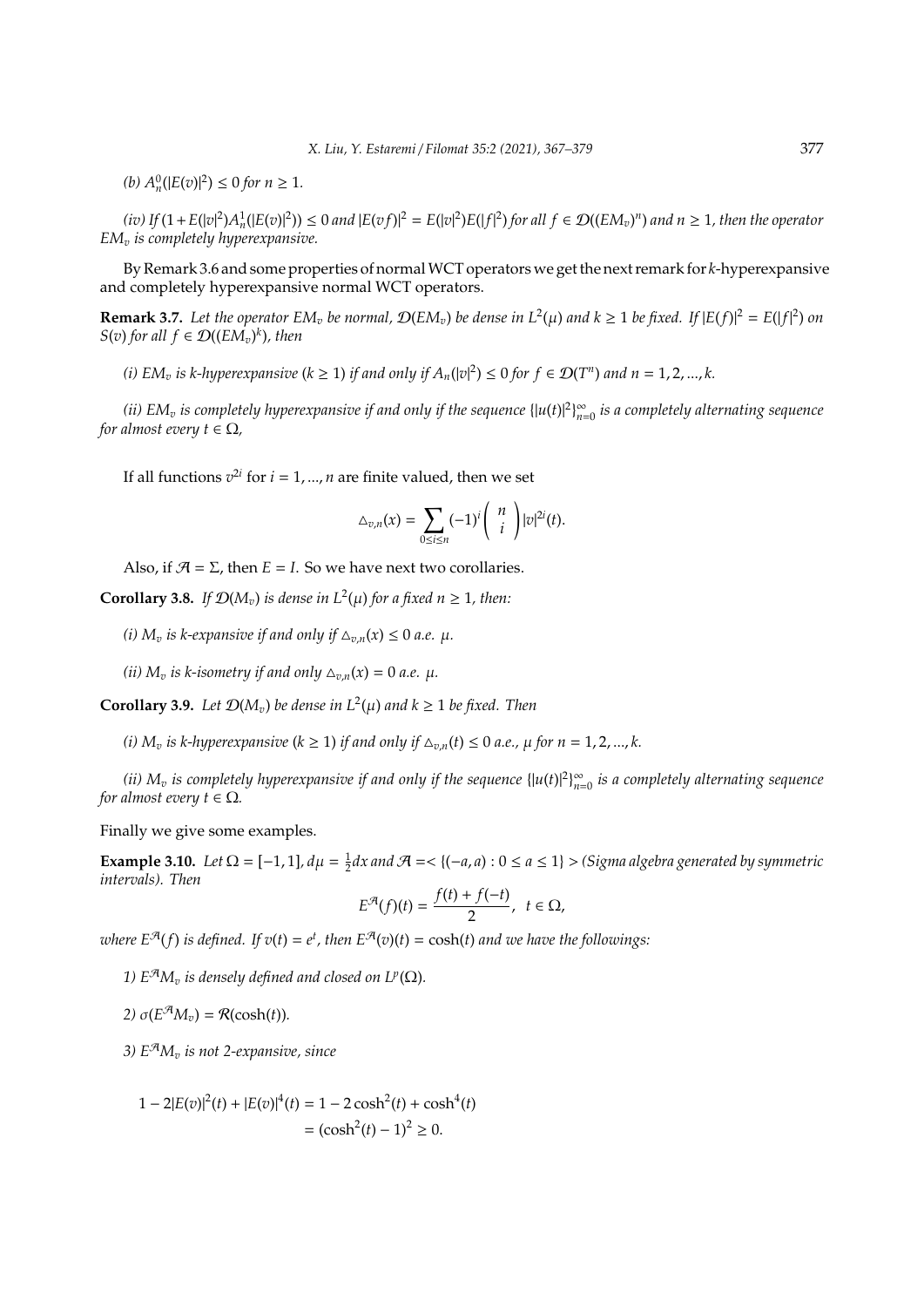*(b)* $A^0_n(|E(v)|^2) \leq 0$ *for* $n \geq 1$.

*(iv) If* $(1 + E(|v|^2)A^1_n(|E(v)|^2)) \leq 0$ *and* $|E(vf)|^2 = E(|v|^2)E(|f|^2)$ *for all* $f \in \mathcal{D}((EM_v)^n)$ *and* $n \geq 1$*, then the operator* $EM_v$ *is completely hyperexpansive.*

By Remark 3.6 and some properties of normal WCT operators we get the next remark for $k$-hyperexpansive and completely hyperexpansive normal WCT operators.

**Remark 3.7.** *Let the operator* $EM_v$ *be normal,* $\mathcal{D}(EM_v)$ *be dense in* $L^2(\mu)$ *and* $k \geq 1$ *be fixed. If* $|E(f)|^2 = E(|f|^2)$ *on* $S(v)$ *for all* $f \in \mathcal{D}((EM_v)^k)$*, then*

*(i)* $EM_v$ *is k-hyperexpansive* $(k \geq 1)$ *if and only if* $A_n(|v|^2) \leq 0$ *for* $f \in \mathcal{D}(T^n)$ *and* $n = 1, 2, ..., k$.

*(ii)* $EM_v$ *is completely hyperexpansive if and only if the sequence* $\{|u(t)|^2\}_{n=0}^{\infty}$ *is a completely alternating sequence for almost every* $t \in \Omega$,

If all functions $v^{2i}$ for $i = 1, ..., n$ are finite valued, then we set

$$\triangle_{v,n}(x) = \sum_{0 \leq i \leq n} (-1)^i \binom{n}{i} |v|^{2i}(t).$$

Also, if $\mathcal{A} = \Sigma$, then $E = I$. So we have next two corollaries.

**Corollary 3.8.** *If* $\mathcal{D}(M_v)$ *is dense in* $L^2(\mu)$ *for a fixed* $n \geq 1$*, then:*

*(i)* $M_v$ *is k-expansive if and only if* $\triangle_{v,n}(x) \leq 0$ *a.e.* $\mu$.

*(ii)* $M_v$ *is k-isometry if and only* $\triangle_{v,n}(x) = 0$ *a.e.* $\mu$.

**Corollary 3.9.** *Let* $\mathcal{D}(M_v)$ *be dense in* $L^2(\mu)$ *and* $k \geq 1$ *be fixed. Then*

*(i)* $M_v$ *is k-hyperexpansive* $(k \geq 1)$ *if and only if* $\triangle_{v,n}(t) \leq 0$ *a.e.,* $\mu$ *for* $n = 1, 2, ..., k$.

*(ii)* $M_v$ *is completely hyperexpansive if and only if the sequence* $\{|u(t)|^2\}_{n=0}^{\infty}$ *is a completely alternating sequence for almost every* $t \in \Omega$.

Finally we give some examples.

**Example 3.10.** *Let* $\Omega = [-1, 1]$, $d\mu = \frac{1}{2}dx$ *and* $\mathcal{A} = <\{(-a, a) : 0 \leq a \leq 1\}>$ *(Sigma algebra generated by symmetric intervals). Then*

$$E^{\mathcal{A}}(f)(t) = \frac{f(t) + f(-t)}{2}, \quad t \in \Omega,$$

*where* $E^{\mathcal{A}}(f)$ *is defined. If* $v(t) = e^t$*, then* $E^{\mathcal{A}}(v)(t) = \cosh(t)$ *and we have the followings:*

*1)* $E^{\mathcal{A}}M_v$ *is densely defined and closed on* $L^p(\Omega)$.

*2)* $\sigma(E^{\mathcal{A}}M_v) = \mathcal{R}(\cosh(t))$.

*3)* $E^{\mathcal{A}}M_v$ *is not 2-expansive, since*

$$\begin{aligned} 1 - 2|E(v)|^2(t) + |E(v)|^4(t) &= 1 - 2\cosh^2(t) + \cosh^4(t) \\ &= (\cosh^2(t) - 1)^2 \geq 0. \end{aligned}$$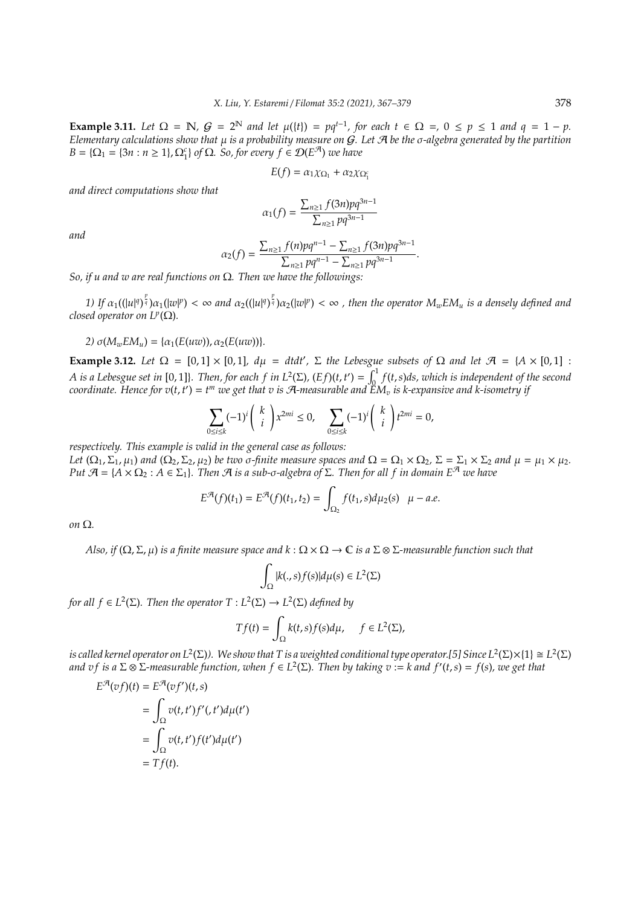**Example 3.11.** *Let $\Omega = \mathbb{N}$, $\mathcal{G} = 2^{\mathbb{N}}$ and let $\mu(\{t\}) = pq^{t-1}$, for each $t \in \Omega =$, $0 \leq p \leq 1$ and $q = 1 - p$. Elementary calculations show that $\mu$ is a probability measure on $\mathcal{G}$. Let $\mathcal{A}$ be the $\sigma$-algebra generated by the partition $B = \{\Omega_1 = \{3n : n \geq 1\}, \Omega_1^c\}$ of $\Omega$. So, for every $f \in \mathcal{D}(E^{\mathcal{A}})$ we have*

$$E(f) = \alpha_1 \chi_{\Omega_1} + \alpha_2 \chi_{\Omega_1^c}$$

*and direct computations show that*

$$\alpha_1(f) = \frac{\sum_{n\geq 1} f(3n) pq^{3n-1}}{\sum_{n\geq 1} pq^{3n-1}}$$

*and*

$$\alpha_2(f) = \frac{\sum_{n\geq 1} f(n) pq^{n-1} - \sum_{n\geq 1} f(3n) pq^{3n-1}}{\sum_{n\geq 1} pq^{n-1} - \sum_{n\geq 1} pq^{3n-1}}.$$

*So, if $u$ and $w$ are real functions on $\Omega$. Then we have the followings:*

*1) If $\alpha_1((|u|^q)^{\frac{p}{q}})\alpha_1(|w|^p) < \infty$ and $\alpha_2((|u|^q)^{\frac{p}{q}})\alpha_2(|w|^p) < \infty$ , then the operator $M_w E M_u$ is a densely defined and closed operator on $L^p(\Omega)$.*

*2) $\sigma(M_w E M_u) = \{\alpha_1(E(uw)), \alpha_2(E(uw))\}$.*

**Example 3.12.** *Let $\Omega = [0, 1] \times [0, 1]$, $d\mu = dtdt'$, $\Sigma$ the Lebesgue subsets of $\Omega$ and let $\mathcal{A} = \{A \times [0, 1] : A$ is a Lebesgue set in $[0, 1]\}$. Then, for each $f$ in $L^2(\Sigma)$, $(Ef)(t, t') = \int_0^1 f(t, s)ds$, which is independent of the second coordinate. Hence for $v(t, t') = t^m$ we get that $v$ is $\mathcal{A}$-measurable and $EM_v$ is $k$-expansive and $k$-isometry if*

$$\sum_{0\leq i\leq k} (-1)^i \binom{k}{i} x^{2mi} \leq 0, \quad \sum_{0\leq i\leq k} (-1)^i \binom{k}{i} t^{2mi} = 0,$$

*respectively. This example is valid in the general case as follows:*
*Let $(\Omega_1, \Sigma_1, \mu_1)$ and $(\Omega_2, \Sigma_2, \mu_2)$ be two $\sigma$-finite measure spaces and $\Omega = \Omega_1 \times \Omega_2$, $\Sigma = \Sigma_1 \times \Sigma_2$ and $\mu = \mu_1 \times \mu_2$. Put $\mathcal{A} = \{A \times \Omega_2 : A \in \Sigma_1\}$. Then $\mathcal{A}$ is a sub-$\sigma$-algebra of $\Sigma$. Then for all $f$ in domain $E^{\mathcal{A}}$ we have*

$$E^{\mathcal{A}}(f)(t_1) = E^{\mathcal{A}}(f)(t_1, t_2) = \int_{\Omega_2} f(t_1, s) d\mu_2(s) \quad \mu - a.e.$$

*on $\Omega$.*

*Also, if $(\Omega, \Sigma, \mu)$ is a finite measure space and $k : \Omega \times \Omega \to \mathbb{C}$ is a $\Sigma \otimes \Sigma$-measurable function such that*

$$\int_{\Omega} |k(., s) f(s)| d\mu(s) \in L^2(\Sigma)$$

*for all $f \in L^2(\Sigma)$. Then the operator $T : L^2(\Sigma) \to L^2(\Sigma)$ defined by*

$$Tf(t) = \int_{\Omega} k(t, s) f(s) d\mu, \qquad f \in L^2(\Sigma),$$

*is called kernel operator on $L^2(\Sigma)$). We show that $T$ is a weighted conditional type operator.[5] Since $L^2(\Sigma)\times\{1\} \cong L^2(\Sigma)$ and $vf$ is a $\Sigma \otimes \Sigma$-measurable function, when $f \in L^2(\Sigma)$. Then by taking $v := k$ and $f'(t, s) = f(s)$, we get that*

$$\begin{aligned}
E^{\mathcal{A}}(vf)(t) &= E^{\mathcal{A}}(vf')(t, s) \\
&= \int_{\Omega} v(t, t') f'(, t') d\mu(t') \\
&= \int_{\Omega} v(t, t') f(t') d\mu(t') \\
&= Tf(t).
\end{aligned}$$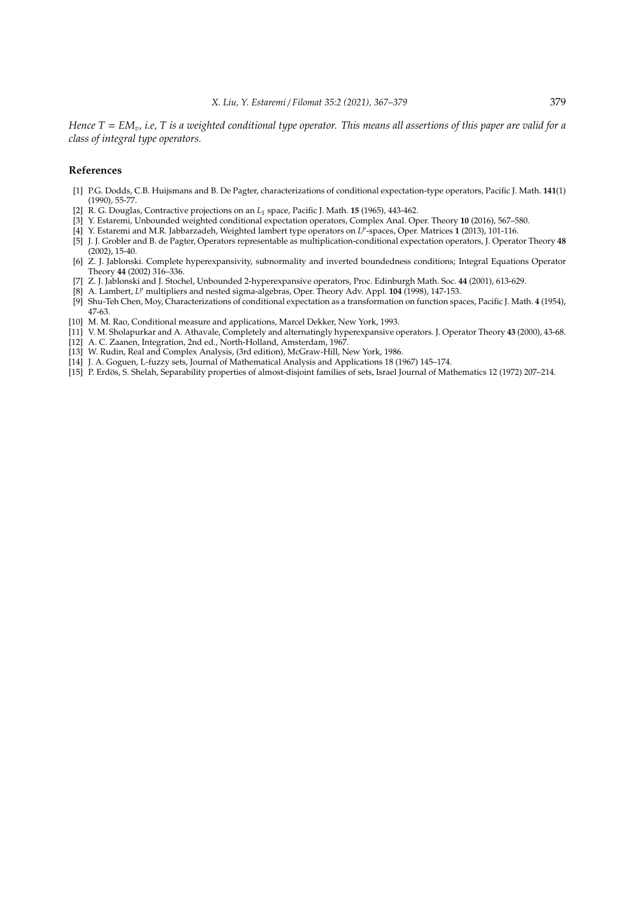*Hence $T = EM_v$, i.e, $T$ is a weighted conditional type operator. This means all assertions of this paper are valid for a class of integral type operators.*

## References

[1] P.G. Dodds, C.B. Huijsmans and B. De Pagter, characterizations of conditional expectation-type operators, Pacific J. Math. **141**(1) (1990), 55-77.

[2] R. G. Douglas, Contractive projections on an $L_1$ space, Pacific J. Math. **15** (1965), 443-462.

[3] Y. Estaremi, Unbounded weighted conditional expectation operators, Complex Anal. Oper. Theory **10** (2016), 567–580.

[4] Y. Estaremi and M.R. Jabbarzadeh, Weighted lambert type operators on $L^p$-spaces, Oper. Matrices **1** (2013), 101-116.

[5] J. J. Grobler and B. de Pagter, Operators representable as multiplication-conditional expectation operators, J. Operator Theory **48** (2002), 15-40.

[6] Z. J. Jablonski. Complete hyperexpansivity, subnormality and inverted boundedness conditions; Integral Equations Operator Theory **44** (2002) 316–336.

[7] Z. J. Jablonski and J. Stochel, Unbounded 2-hyperexpansive operators, Proc. Edinburgh Math. Soc. **44** (2001), 613-629.

[8] A. Lambert, $L^p$ multipliers and nested sigma-algebras, Oper. Theory Adv. Appl. **104** (1998), 147-153.

[9] Shu-Teh Chen, Moy, Characterizations of conditional expectation as a transformation on function spaces, Pacific J. Math. **4** (1954), 47-63.

[10] M. M. Rao, Conditional measure and applications, Marcel Dekker, New York, 1993.

[11] V. M. Sholapurkar and A. Athavale, Completely and alternatingly hyperexpansive operators. J. Operator Theory **43** (2000), 43-68.

[12] A. C. Zaanen, Integration, 2nd ed., North-Holland, Amsterdam, 1967.

[13] W. Rudin, Real and Complex Analysis, (3rd edition), McGraw-Hill, New York, 1986.

[14] J. A. Goguen, L-fuzzy sets, Journal of Mathematical Analysis and Applications 18 (1967) 145–174.

[15] P. Erdös, S. Shelah, Separability properties of almost-disjoint families of sets, Israel Journal of Mathematics 12 (1972) 207–214.